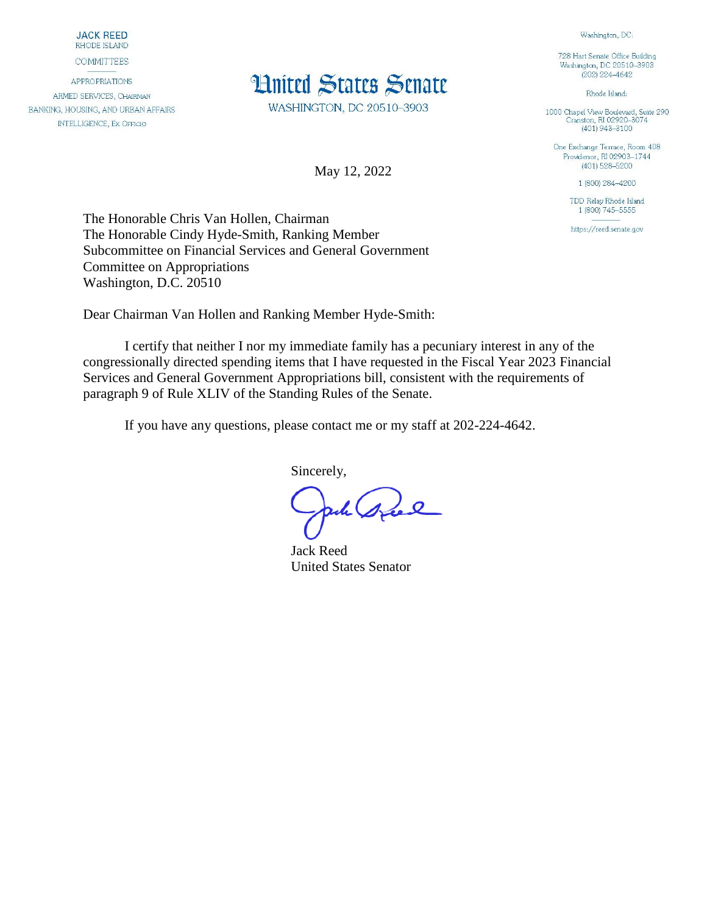**JACK REED**
RHODE ISLAND

COMMITTEES

APPROPRIATIONS
ARMED SERVICES, CHAIRMAN
BANKING, HOUSING, AND URBAN AFFAIRS
INTELLIGENCE, EX OFFICIO

# United States Senate

WASHINGTON, DC 20510–3903

Washington, DC:

728 Hart Senate Office Building
Washington, DC 20510–3903
(202) 224–4642

Rhode Island:

1000 Chapel View Boulevard, Suite 290
Cranston, RI 02920–3074
(401) 943–3100

One Exchange Terrace, Room 408
Providence, RI 02903–1744
(401) 528–5200

1 (800) 284–4200

TDD Relay Rhode Island
1 (800) 745–5555

https://reed.senate.gov

May 12, 2022

The Honorable Chris Van Hollen, Chairman
The Honorable Cindy Hyde-Smith, Ranking Member
Subcommittee on Financial Services and General Government
Committee on Appropriations
Washington, D.C. 20510

Dear Chairman Van Hollen and Ranking Member Hyde-Smith:

I certify that neither I nor my immediate family has a pecuniary interest in any of the congressionally directed spending items that I have requested in the Fiscal Year 2023 Financial Services and General Government Appropriations bill, consistent with the requirements of paragraph 9 of Rule XLIV of the Standing Rules of the Senate.

If you have any questions, please contact me or my staff at 202-224-4642.

Sincerely,

Jack Reed
United States Senator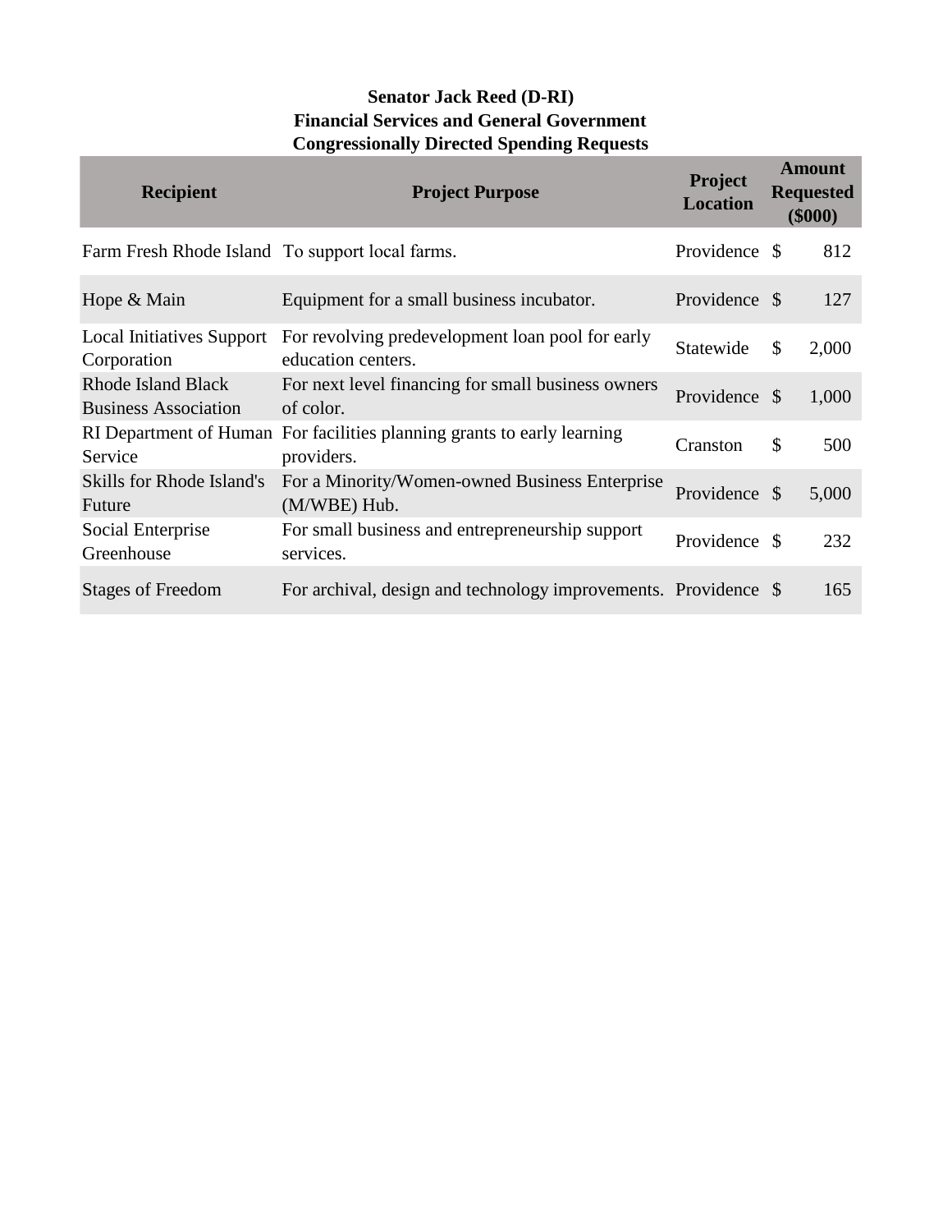**Senator Jack Reed (D-RI)**
**Financial Services and General Government**
**Congressionally Directed Spending Requests**

| Recipient | Project Purpose | Project Location | Amount Requested ($000) |
|---|---|---|---|
| Farm Fresh Rhode Island | To support local farms. | Providence | $ 812 |
| Hope & Main | Equipment for a small business incubator. | Providence | $ 127 |
| Local Initiatives Support Corporation | For revolving predevelopment loan pool for early education centers. | Statewide | $ 2,000 |
| Rhode Island Black Business Association | For next level financing for small business owners of color. | Providence | $ 1,000 |
| RI Department of Human Service | For facilities planning grants to early learning providers. | Cranston | $ 500 |
| Skills for Rhode Island's Future | For a Minority/Women-owned Business Enterprise (M/WBE) Hub. | Providence | $ 5,000 |
| Social Enterprise Greenhouse | For small business and entrepreneurship support services. | Providence | $ 232 |
| Stages of Freedom | For archival, design and technology improvements. | Providence | $ 165 |